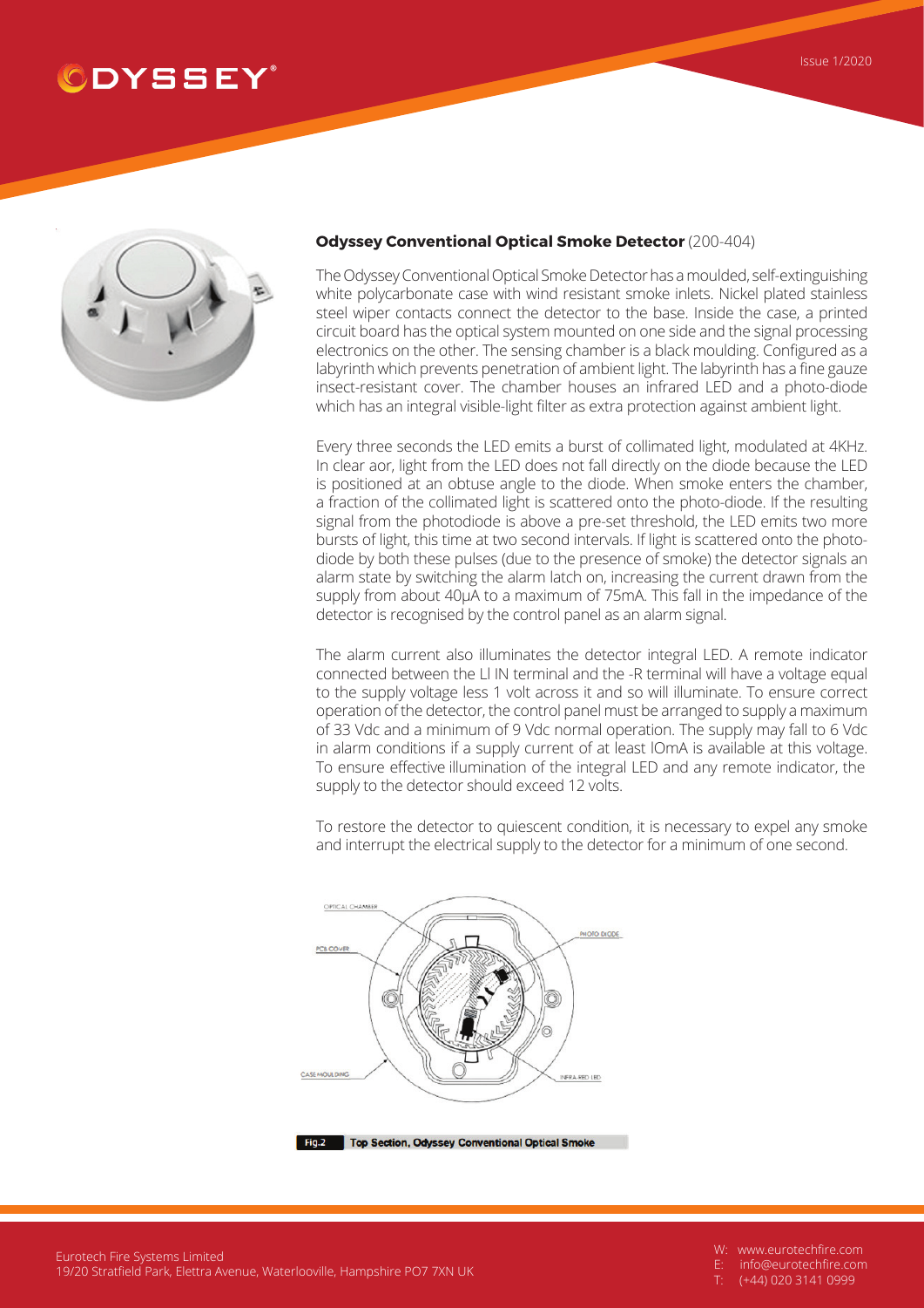# ODYSSEY®

Issue 1/2020

**Odyssey Conventional Optical Smoke Detector** (200-404)

The Odyssey Conventional Optical Smoke Detector has a moulded, self-extinguishing white polycarbonate case with wind resistant smoke inlets. Nickel plated stainless steel wiper contacts connect the detector to the base. Inside the case, a printed circuit board has the optical system mounted on one side and the signal processing electronics on the other. The sensing chamber is a black moulding. Configured as a labyrinth which prevents penetration of ambient light. The labyrinth has a fine gauze insect-resistant cover. The chamber houses an infrared LED and a photo-diode which has an integral visible-light filter as extra protection against ambient light.

Every three seconds the LED emits a burst of collimated light, modulated at 4KHz. In clear aor, light from the LED does not fall directly on the diode because the LED is positioned at an obtuse angle to the diode. When smoke enters the chamber, a fraction of the collimated light is scattered onto the photo-diode. If the resulting signal from the photodiode is above a pre-set threshold, the LED emits two more bursts of light, this time at two second intervals. If light is scattered onto the photo-diode by both these pulses (due to the presence of smoke) the detector signals an alarm state by switching the alarm latch on, increasing the current drawn from the supply from about 40µA to a maximum of 75mA. This fall in the impedance of the detector is recognised by the control panel as an alarm signal.

The alarm current also illuminates the detector integral LED. A remote indicator connected between the Ll IN terminal and the -R terminal will have a voltage equal to the supply voltage less 1 volt across it and so will illuminate. To ensure correct operation of the detector, the control panel must be arranged to supply a maximum of 33 Vdc and a minimum of 9 Vdc normal operation. The supply may fall to 6 Vdc in alarm conditions if a supply current of at least lOmA is available at this voltage. To ensure effective illumination of the integral LED and any remote indicator, the supply to the detector should exceed 12 volts.

To restore the detector to quiescent condition, it is necessary to expel any smoke and interrupt the electrical supply to the detector for a minimum of one second.

Fig.2 Top Section, Odyssey Conventional Optical Smoke

Eurotech Fire Systems Limited
19/20 Stratfield Park, Elettra Avenue, Waterlooville, Hampshire PO7 7XN UK

W: www.eurotechfire.com
E: info@eurotechfire.com
T: (+44) 020 3141 0999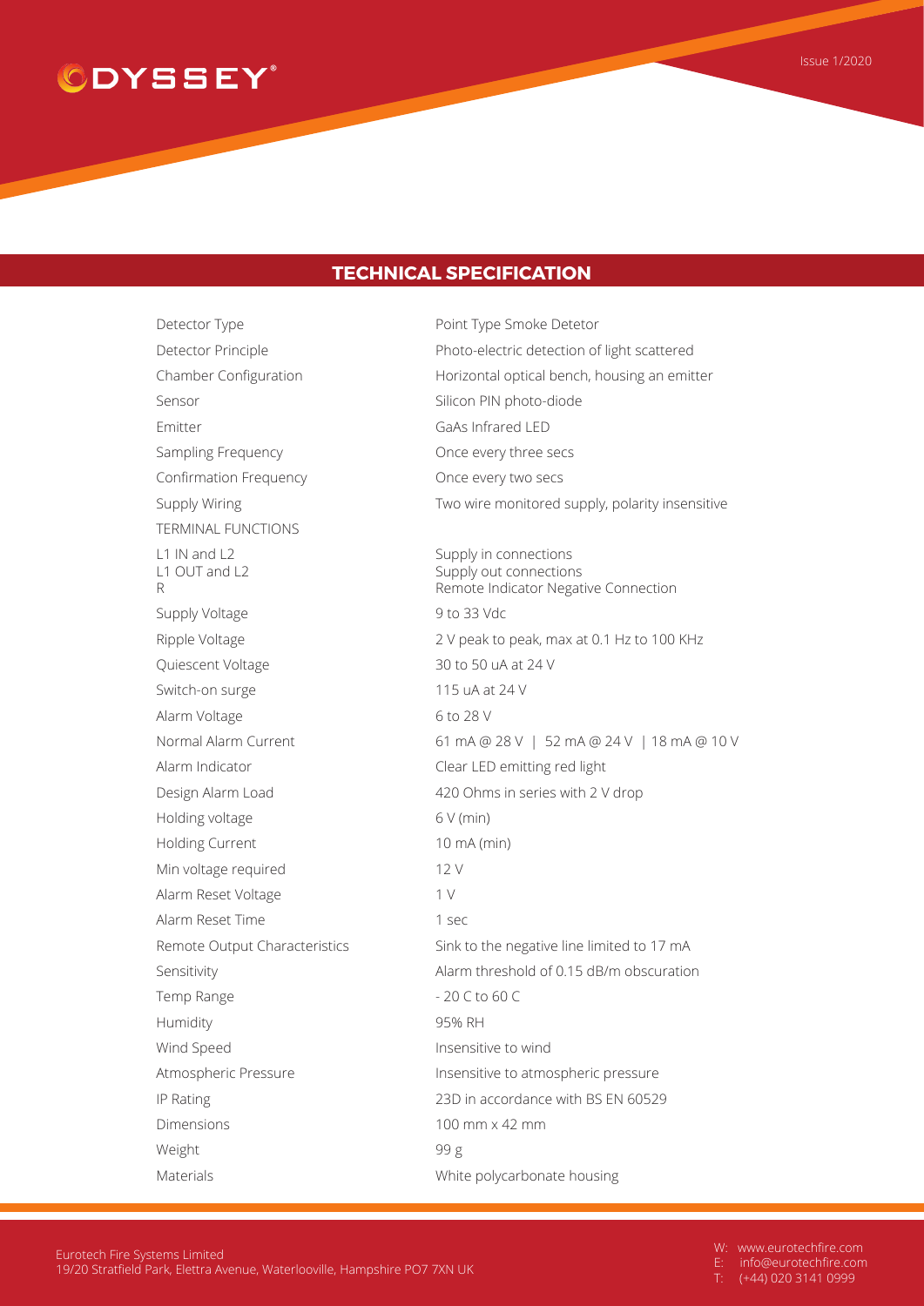## TECHNICAL SPECIFICATION

| | |
|---|---|
| Detector Type | Point Type Smoke Detetor |
| Detector Principle | Photo-electric detection of light scattered |
| Chamber Configuration | Horizontal optical bench, housing an emitter |
| Sensor | Silicon PIN photo-diode |
| Emitter | GaAs Infrared LED |
| Sampling Frequency | Once every three secs |
| Confirmation Frequency | Once every two secs |
| Supply Wiring | Two wire monitored supply, polarity insensitive |
| TERMINAL FUNCTIONS | |
| L1 IN and L2<br>L1 OUT and L2<br>R | Supply in connections<br>Supply out connections<br>Remote Indicator Negative Connection |
| Supply Voltage | 9 to 33 Vdc |
| Ripple Voltage | 2 V peak to peak, max at 0.1 Hz to 100 KHz |
| Quiescent Voltage | 30 to 50 uA at 24 V |
| Switch-on surge | 115 uA at 24 V |
| Alarm Voltage | 6 to 28 V |
| Normal Alarm Current | 61 mA @ 28 V \| 52 mA @ 24 V \| 18 mA @ 10 V |
| Alarm Indicator | Clear LED emitting red light |
| Design Alarm Load | 420 Ohms in series with 2 V drop |
| Holding voltage | 6 V (min) |
| Holding Current | 10 mA (min) |
| Min voltage required | 12 V |
| Alarm Reset Voltage | 1 V |
| Alarm Reset Time | 1 sec |
| Remote Output Characteristics | Sink to the negative line limited to 17 mA |
| Sensitivity | Alarm threshold of 0.15 dB/m obscuration |
| Temp Range | - 20 C to 60 C |
| Humidity | 95% RH |
| Wind Speed | Insensitive to wind |
| Atmospheric Pressure | Insensitive to atmospheric pressure |
| IP Rating | 23D in accordance with BS EN 60529 |
| Dimensions | 100 mm x 42 mm |
| Weight | 99 g |
| Materials | White polycarbonate housing |

Eurotech Fire Systems Limited
19/20 Stratfield Park, Elettra Avenue, Waterlooville, Hampshire PO7 7XN UK

W: www.eurotechfire.com
E: info@eurotechfire.com
T: (+44) 020 3141 0999